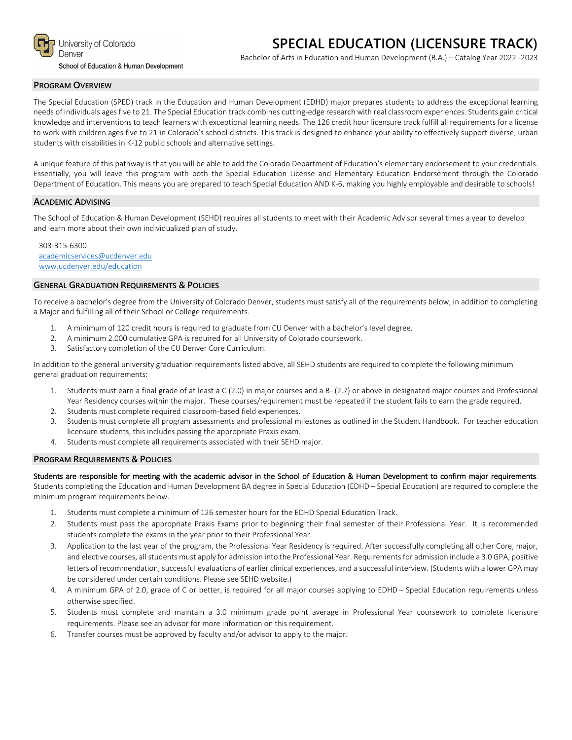University of Colorado Denver
School of Education & Human Development

# SPECIAL EDUCATION (LICENSURE TRACK)

Bachelor of Arts in Education and Human Development (B.A.) – Catalog Year 2022 -2023

## PROGRAM OVERVIEW

The Special Education (SPED) track in the Education and Human Development (EDHD) major prepares students to address the exceptional learning needs of individuals ages five to 21. The Special Education track combines cutting-edge research with real classroom experiences. Students gain critical knowledge and interventions to teach learners with exceptional learning needs. The 126 credit hour licensure track fulfill all requirements for a license to work with children ages five to 21 in Colorado's school districts. This track is designed to enhance your ability to effectively support diverse, urban students with disabilities in K-12 public schools and alternative settings.

A unique feature of this pathway is that you will be able to add the Colorado Department of Education's elementary endorsement to your credentials. Essentially, you will leave this program with both the Special Education License and Elementary Education Endorsement through the Colorado Department of Education. This means you are prepared to teach Special Education AND K-6, making you highly employable and desirable to schools!

## ACADEMIC ADVISING

The School of Education & Human Development (SEHD) requires all students to meet with their Academic Advisor several times a year to develop and learn more about their own individualized plan of study.

303-315-6300
academicservices@ucdenver.edu
www.ucdenver.edu/education

## GENERAL GRADUATION REQUIREMENTS & POLICIES

To receive a bachelor's degree from the University of Colorado Denver, students must satisfy all of the requirements below, in addition to completing a Major and fulfilling all of their School or College requirements.

1. A minimum of 120 credit hours is required to graduate from CU Denver with a bachelor's level degree.
2. A minimum 2.000 cumulative GPA is required for all University of Colorado coursework.
3. Satisfactory completion of the CU Denver Core Curriculum.

In addition to the general university graduation requirements listed above, all SEHD students are required to complete the following minimum general graduation requirements:

1. Students must earn a final grade of at least a C (2.0) in major courses and a B- (2.7) or above in designated major courses and Professional Year Residency courses within the major. These courses/requirement must be repeated if the student fails to earn the grade required.
2. Students must complete required classroom-based field experiences.
3. Students must complete all program assessments and professional milestones as outlined in the Student Handbook. For teacher education licensure students, this includes passing the appropriate Praxis exam.
4. Students must complete all requirements associated with their SEHD major.

## PROGRAM REQUIREMENTS & POLICIES

**Students are responsible for meeting with the academic advisor in the School of Education & Human Development to confirm major requirements**. Students completing the Education and Human Development BA degree in Special Education (EDHD – Special Education) are required to complete the minimum program requirements below.

1. Students must complete a minimum of 126 semester hours for the EDHD Special Education Track.
2. Students must pass the appropriate Praxis Exams prior to beginning their final semester of their Professional Year. It is recommended students complete the exams in the year prior to their Professional Year.
3. Application to the last year of the program, the Professional Year Residency is required. After successfully completing all other Core, major, and elective courses, all students must apply for admission into the Professional Year. Requirements for admission include a 3.0 GPA, positive letters of recommendation, successful evaluations of earlier clinical experiences, and a successful interview. (Students with a lower GPA may be considered under certain conditions. Please see SEHD website.)
4. A minimum GPA of 2.0, grade of C or better, is required for all major courses applying to EDHD – Special Education requirements unless otherwise specified.
5. Students must complete and maintain a 3.0 minimum grade point average in Professional Year coursework to complete licensure requirements. Please see an advisor for more information on this requirement.
6. Transfer courses must be approved by faculty and/or advisor to apply to the major.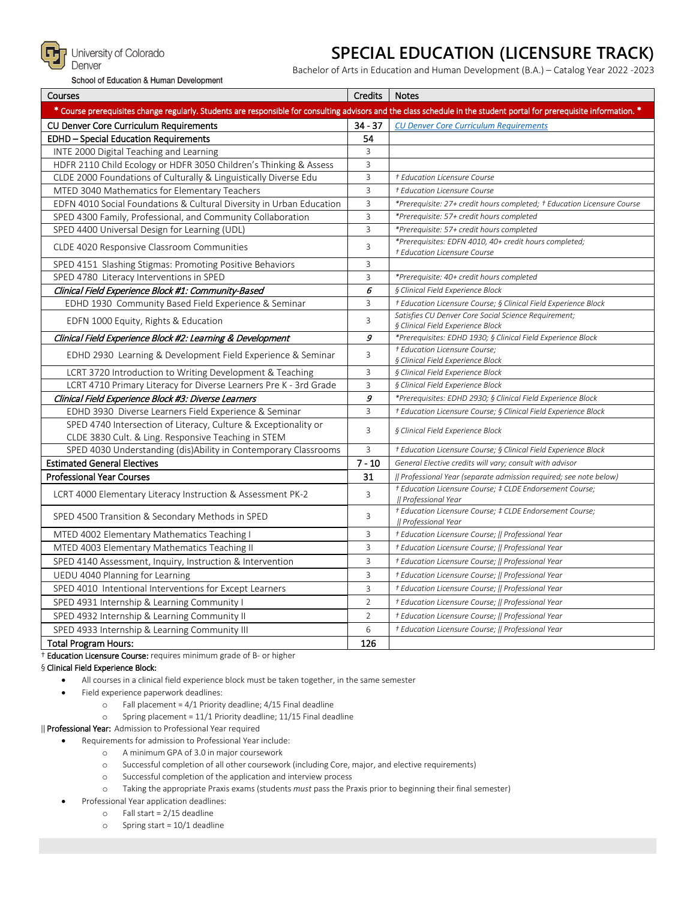# SPECIAL EDUCATION (LICENSURE TRACK)

University of Colorado Denver
School of Education & Human Development

Bachelor of Arts in Education and Human Development (B.A.) – Catalog Year 2022 -2023

| Courses | Credits | Notes |
|---|---|---|
| * Course prerequisites change regularly. Students are responsible for consulting advisors and the class schedule in the student portal for prerequisite information. * | | |
| CU Denver Core Curriculum Requirements | 34 - 37 | CU Denver Core Curriculum Requirements |
| EDHD – Special Education Requirements | 54 | |
| INTE 2000 Digital Teaching and Learning | 3 | |
| HDFR 2110 Child Ecology or HDFR 3050 Children's Thinking & Assess | 3 | |
| CLDE 2000 Foundations of Culturally & Linguistically Diverse Edu | 3 | † Education Licensure Course |
| MTED 3040 Mathematics for Elementary Teachers | 3 | † Education Licensure Course |
| EDFN 4010 Social Foundations & Cultural Diversity in Urban Education | 3 | *Prerequisite: 27+ credit hours completed; † Education Licensure Course |
| SPED 4300 Family, Professional, and Community Collaboration | 3 | *Prerequisite: 57+ credit hours completed |
| SPED 4400 Universal Design for Learning (UDL) | 3 | *Prerequisite: 57+ credit hours completed |
| CLDE 4020 Responsive Classroom Communities | 3 | *Prerequisites: EDFN 4010, 40+ credit hours completed; † Education Licensure Course |
| SPED 4151 Slashing Stigmas: Promoting Positive Behaviors | 3 | |
| SPED 4780 Literacy Interventions in SPED | 3 | *Prerequisite: 40+ credit hours completed |
| *Clinical Field Experience Block #1: Community-Based* | *6* | § Clinical Field Experience Block |
| EDHD 1930 Community Based Field Experience & Seminar | 3 | † Education Licensure Course; § Clinical Field Experience Block |
| EDFN 1000 Equity, Rights & Education | 3 | Satisfies CU Denver Core Social Science Requirement; § Clinical Field Experience Block |
| *Clinical Field Experience Block #2: Learning & Development* | *9* | *Prerequisites: EDHD 1930; § Clinical Field Experience Block |
| EDHD 2930 Learning & Development Field Experience & Seminar | 3 | † Education Licensure Course; § Clinical Field Experience Block |
| LCRT 3720 Introduction to Writing Development & Teaching | 3 | § Clinical Field Experience Block |
| LCRT 4710 Primary Literacy for Diverse Learners Pre K - 3rd Grade | 3 | § Clinical Field Experience Block |
| *Clinical Field Experience Block #3: Diverse Learners* | *9* | *Prerequisites: EDHD 2930; § Clinical Field Experience Block |
| EDHD 3930 Diverse Learners Field Experience & Seminar | 3 | † Education Licensure Course; § Clinical Field Experience Block |
| SPED 4740 Intersection of Literacy, Culture & Exceptionality or CLDE 3830 Cult. & Ling. Responsive Teaching in STEM | 3 | § Clinical Field Experience Block |
| SPED 4030 Understanding (dis)Ability in Contemporary Classrooms | 3 | † Education Licensure Course; § Clinical Field Experience Block |
| Estimated General Electives | 7 - 10 | General Elective credits will vary; consult with advisor |
| Professional Year Courses | 31 | ‖ Professional Year (separate admission required; see note below) |
| LCRT 4000 Elementary Literacy Instruction & Assessment PK-2 | 3 | † Education Licensure Course; ‡ CLDE Endorsement Course; ‖ Professional Year |
| SPED 4500 Transition & Secondary Methods in SPED | 3 | † Education Licensure Course; ‡ CLDE Endorsement Course; ‖ Professional Year |
| MTED 4002 Elementary Mathematics Teaching I | 3 | † Education Licensure Course; ‖ Professional Year |
| MTED 4003 Elementary Mathematics Teaching II | 3 | † Education Licensure Course; ‖ Professional Year |
| SPED 4140 Assessment, Inquiry, Instruction & Intervention | 3 | † Education Licensure Course; ‖ Professional Year |
| UEDU 4040 Planning for Learning | 3 | † Education Licensure Course; ‖ Professional Year |
| SPED 4010 Intentional Interventions for Except Learners | 3 | † Education Licensure Course; ‖ Professional Year |
| SPED 4931 Internship & Learning Community I | 2 | † Education Licensure Course; ‖ Professional Year |
| SPED 4932 Internship & Learning Community II | 2 | † Education Licensure Course; ‖ Professional Year |
| SPED 4933 Internship & Learning Community III | 6 | † Education Licensure Course; ‖ Professional Year |
| Total Program Hours: | 126 | |

† **Education Licensure Course:** requires minimum grade of B- or higher

§ **Clinical Field Experience Block:**

- All courses in a clinical field experience block must be taken together, in the same semester
- Field experience paperwork deadlines:
  - Fall placement = 4/1 Priority deadline; 4/15 Final deadline
  - Spring placement = 11/1 Priority deadline; 11/15 Final deadline

‖ **Professional Year:** Admission to Professional Year required

- Requirements for admission to Professional Year include:
  - A minimum GPA of 3.0 in major coursework
  - Successful completion of all other coursework (including Core, major, and elective requirements)
  - Successful completion of the application and interview process
  - Taking the appropriate Praxis exams (students *must* pass the Praxis prior to beginning their final semester)
- Professional Year application deadlines:
  - Fall start = 2/15 deadline
  - Spring start = 10/1 deadline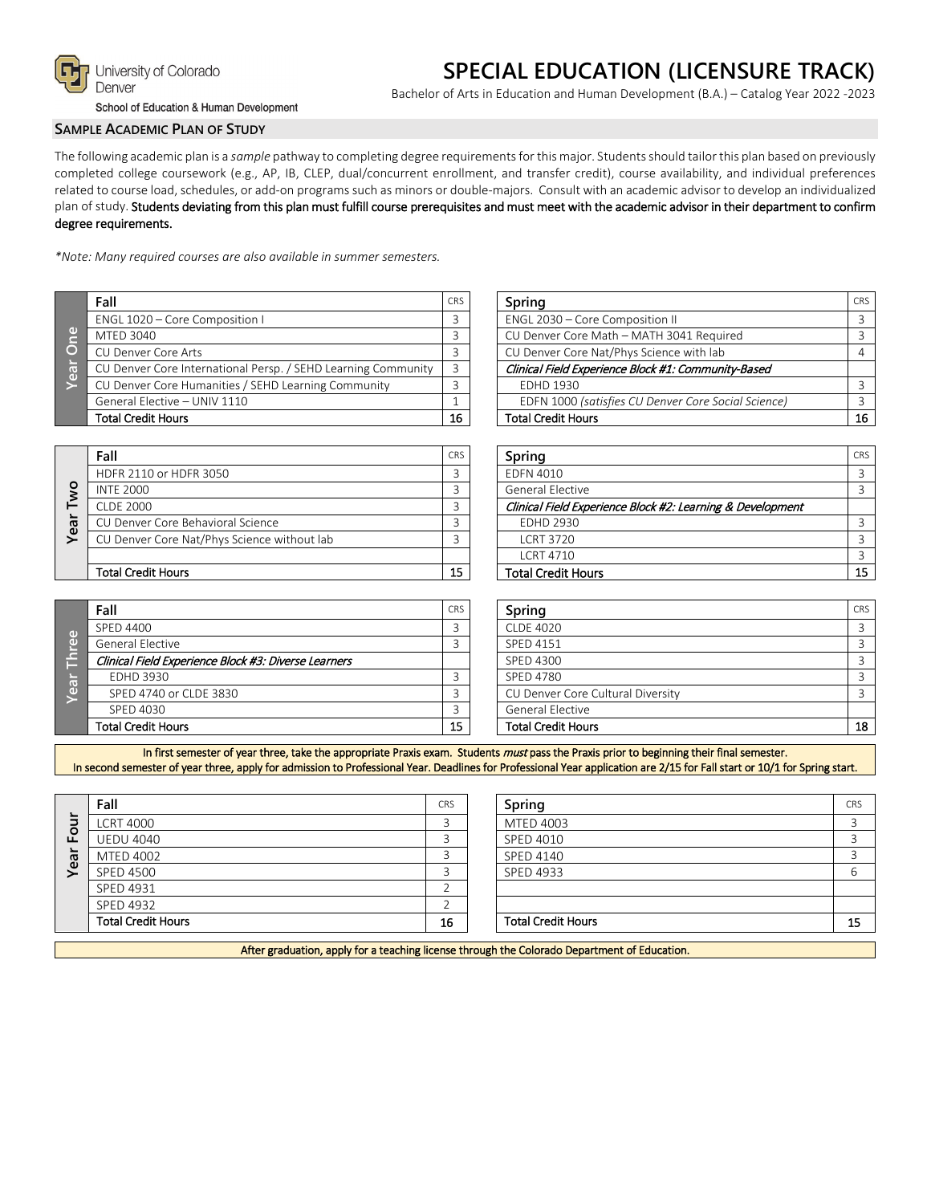University of Colorado Denver
School of Education & Human Development

# SPECIAL EDUCATION (LICENSURE TRACK)

Bachelor of Arts in Education and Human Development (B.A.) – Catalog Year 2022 -2023

## SAMPLE ACADEMIC PLAN OF STUDY

The following academic plan is a *sample* pathway to completing degree requirements for this major. Students should tailor this plan based on previously completed college coursework (e.g., AP, IB, CLEP, dual/concurrent enrollment, and transfer credit), course availability, and individual preferences related to course load, schedules, or add-on programs such as minors or double-majors. Consult with an academic advisor to develop an individualized plan of study. **Students deviating from this plan must fulfill course prerequisites and must meet with the academic advisor in their department to confirm degree requirements.**

*\*Note: Many required courses are also available in summer semesters.*

### Year One

| Fall | CRS |
|---|---|
| ENGL 1020 – Core Composition I | 3 |
| MTED 3040 | 3 |
| CU Denver Core Arts | 3 |
| CU Denver Core International Persp. / SEHD Learning Community | 3 |
| CU Denver Core Humanities / SEHD Learning Community | 3 |
| General Elective – UNIV 1110 | 1 |
| **Total Credit Hours** | **16** |

| Spring | CRS |
|---|---|
| ENGL 2030 – Core Composition II | 3 |
| CU Denver Core Math – MATH 3041 Required | 3 |
| CU Denver Core Nat/Phys Science with lab | 4 |
| ***Clinical Field Experience Block #1: Community-Based*** | |
| EDHD 1930 | 3 |
| EDFN 1000 *(satisfies CU Denver Core Social Science)* | 3 |
| **Total Credit Hours** | **16** |

### Year Two

| Fall | CRS |
|---|---|
| HDFR 2110 or HDFR 3050 | 3 |
| INTE 2000 | 3 |
| CLDE 2000 | 3 |
| CU Denver Core Behavioral Science | 3 |
| CU Denver Core Nat/Phys Science without lab | 3 |
| | |
| **Total Credit Hours** | **15** |

| Spring | CRS |
|---|---|
| EDFN 4010 | 3 |
| General Elective | 3 |
| ***Clinical Field Experience Block #2: Learning & Development*** | |
| EDHD 2930 | 3 |
| LCRT 3720 | 3 |
| LCRT 4710 | 3 |
| **Total Credit Hours** | **15** |

### Year Three

| Fall | CRS |
|---|---|
| SPED 4400 | 3 |
| General Elective | 3 |
| ***Clinical Field Experience Block #3: Diverse Learners*** | |
| EDHD 3930 | 3 |
| SPED 4740 or CLDE 3830 | 3 |
| SPED 4030 | 3 |
| **Total Credit Hours** | **15** |

| Spring | CRS |
|---|---|
| CLDE 4020 | 3 |
| SPED 4151 | 3 |
| SPED 4300 | 3 |
| SPED 4780 | 3 |
| CU Denver Core Cultural Diversity | 3 |
| General Elective | |
| **Total Credit Hours** | **18** |

In first semester of year three, take the appropriate Praxis exam. Students *must* pass the Praxis prior to beginning their final semester.
In second semester of year three, apply for admission to Professional Year. Deadlines for Professional Year application are 2/15 for Fall start or 10/1 for Spring start.

### Year Four

| Fall | CRS |
|---|---|
| LCRT 4000 | 3 |
| UEDU 4040 | 3 |
| MTED 4002 | 3 |
| SPED 4500 | 3 |
| SPED 4931 | 2 |
| SPED 4932 | 2 |
| **Total Credit Hours** | **16** |

| Spring | CRS |
|---|---|
| MTED 4003 | 3 |
| SPED 4010 | 3 |
| SPED 4140 | 3 |
| SPED 4933 | 6 |
| | |
| | |
| **Total Credit Hours** | **15** |

After graduation, apply for a teaching license through the Colorado Department of Education.